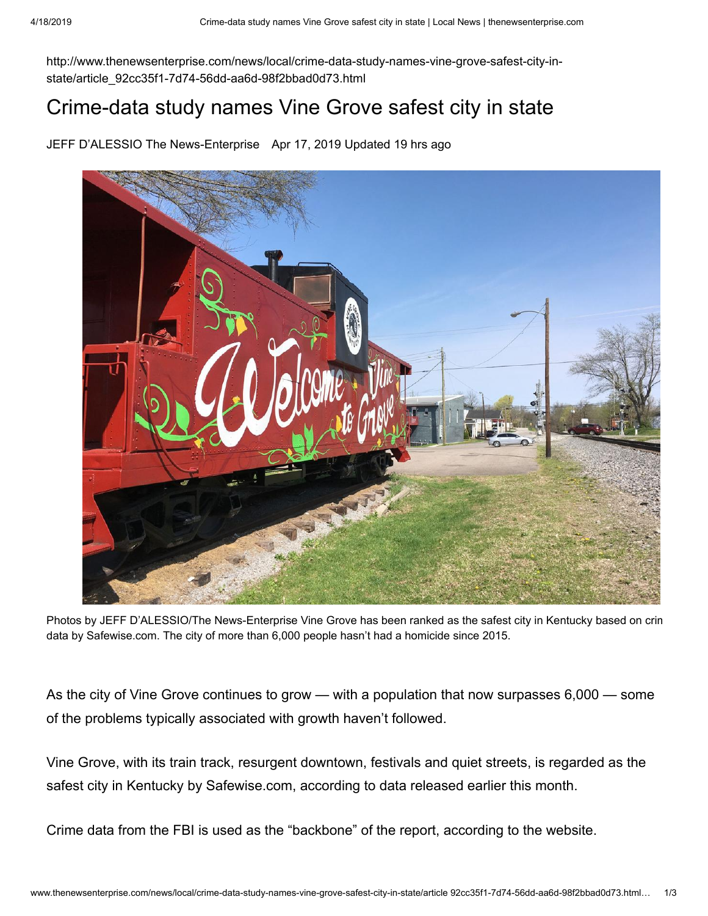http://www.thenewsenterprise.com/news/local/crime-data-study-names-vine-grove-safest-city-in-state/article_92cc35f1-7d74-56dd-aa6d-98f2bbad0d73.html

# Crime-data study names Vine Grove safest city in state

JEFF D'ALESSIO The News-Enterprise Apr 17, 2019 Updated 19 hrs ago

Photos by JEFF D'ALESSIO/The News-Enterprise Vine Grove has been ranked as the safest city in Kentucky based on crin data by Safewise.com. The city of more than 6,000 people hasn't had a homicide since 2015.

As the city of Vine Grove continues to grow — with a population that now surpasses 6,000 — some of the problems typically associated with growth haven't followed.

Vine Grove, with its train track, resurgent downtown, festivals and quiet streets, is regarded as the safest city in Kentucky by Safewise.com, according to data released earlier this month.

Crime data from the FBI is used as the "backbone" of the report, according to the website.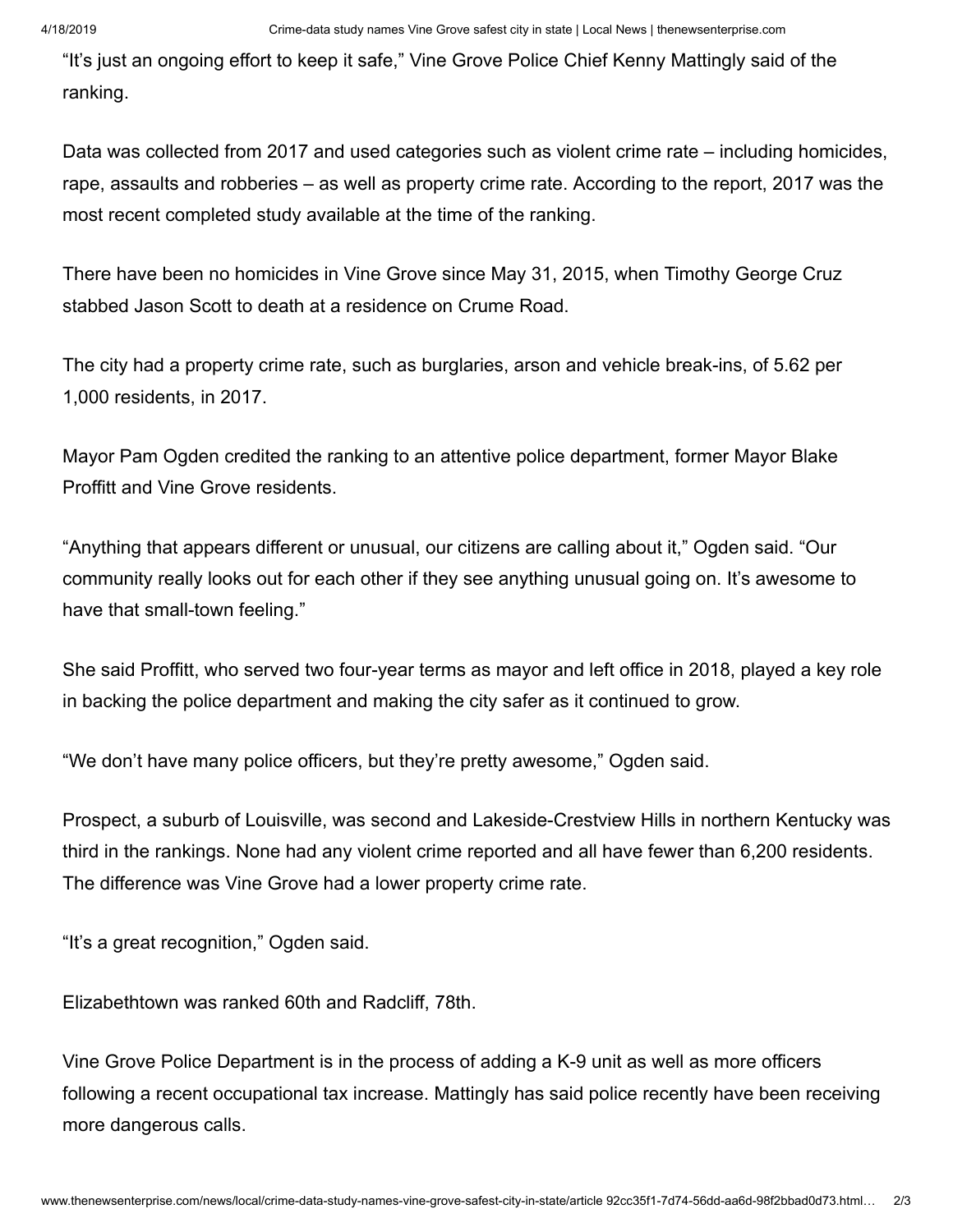"It's just an ongoing effort to keep it safe," Vine Grove Police Chief Kenny Mattingly said of the ranking.

Data was collected from 2017 and used categories such as violent crime rate – including homicides, rape, assaults and robberies – as well as property crime rate. According to the report, 2017 was the most recent completed study available at the time of the ranking.

There have been no homicides in Vine Grove since May 31, 2015, when Timothy George Cruz stabbed Jason Scott to death at a residence on Crume Road.

The city had a property crime rate, such as burglaries, arson and vehicle break-ins, of 5.62 per 1,000 residents, in 2017.

Mayor Pam Ogden credited the ranking to an attentive police department, former Mayor Blake Proffitt and Vine Grove residents.

"Anything that appears different or unusual, our citizens are calling about it," Ogden said. "Our community really looks out for each other if they see anything unusual going on. It's awesome to have that small-town feeling."

She said Proffitt, who served two four-year terms as mayor and left office in 2018, played a key role in backing the police department and making the city safer as it continued to grow.

"We don't have many police officers, but they're pretty awesome," Ogden said.

Prospect, a suburb of Louisville, was second and Lakeside-Crestview Hills in northern Kentucky was third in the rankings. None had any violent crime reported and all have fewer than 6,200 residents. The difference was Vine Grove had a lower property crime rate.

"It's a great recognition," Ogden said.

Elizabethtown was ranked 60th and Radcliff, 78th.

Vine Grove Police Department is in the process of adding a K-9 unit as well as more officers following a recent occupational tax increase. Mattingly has said police recently have been receiving more dangerous calls.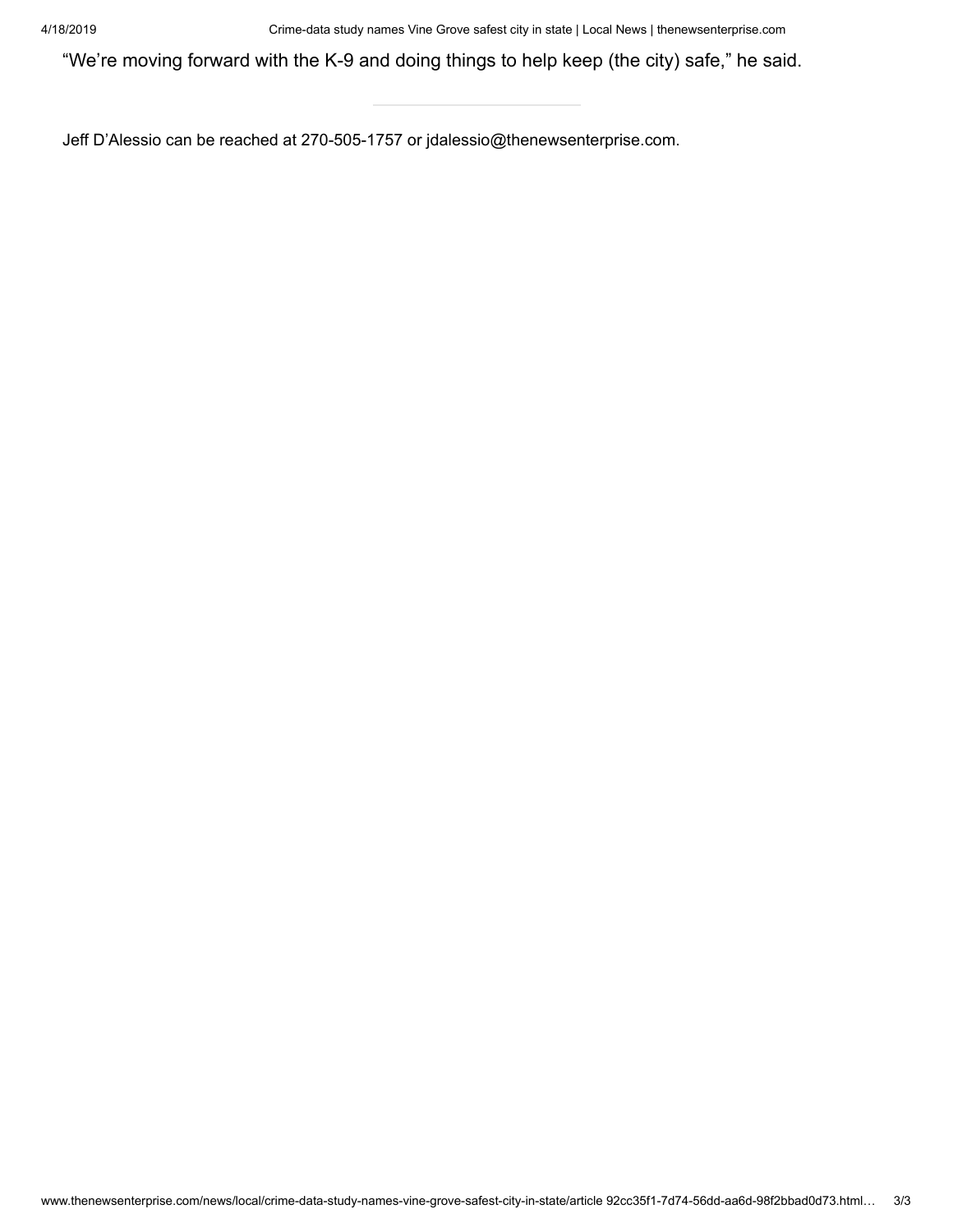"We're moving forward with the K-9 and doing things to help keep (the city) safe," he said.

---

Jeff D'Alessio can be reached at 270-505-1757 or jdalessio@thenewsenterprise.com.